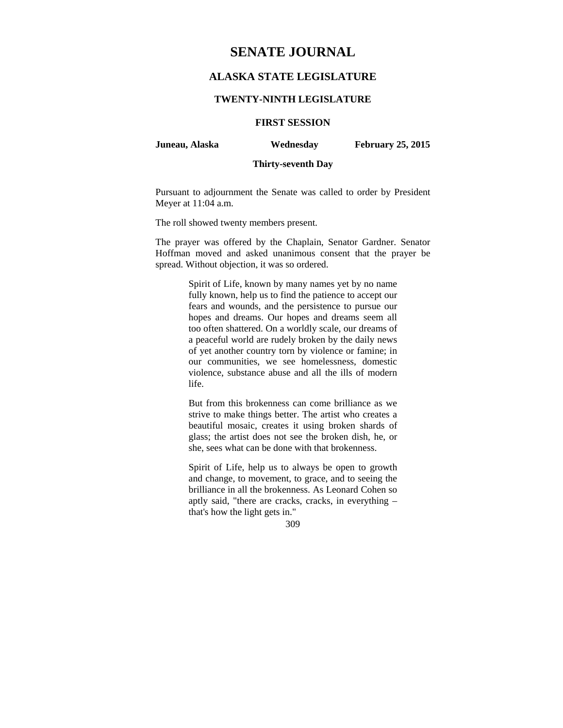# SENATE JOURNAL

## ALASKA STATE LEGISLATURE

### TWENTY-NINTH LEGISLATURE

### FIRST SESSION

**Juneau, Alaska** **Wednesday** **February 25, 2015**

**Thirty-seventh Day**

Pursuant to adjournment the Senate was called to order by President Meyer at 11:04 a.m.

The roll showed twenty members present.

The prayer was offered by the Chaplain, Senator Gardner. Senator Hoffman moved and asked unanimous consent that the prayer be spread. Without objection, it was so ordered.

> Spirit of Life, known by many names yet by no name fully known, help us to find the patience to accept our fears and wounds, and the persistence to pursue our hopes and dreams. Our hopes and dreams seem all too often shattered. On a worldly scale, our dreams of a peaceful world are rudely broken by the daily news of yet another country torn by violence or famine; in our communities, we see homelessness, domestic violence, substance abuse and all the ills of modern life.
>
> But from this brokenness can come brilliance as we strive to make things better. The artist who creates a beautiful mosaic, creates it using broken shards of glass; the artist does not see the broken dish, he, or she, sees what can be done with that brokenness.
>
> Spirit of Life, help us to always be open to growth and change, to movement, to grace, and to seeing the brilliance in all the brokenness. As Leonard Cohen so aptly said, "there are cracks, cracks, in everything – that's how the light gets in."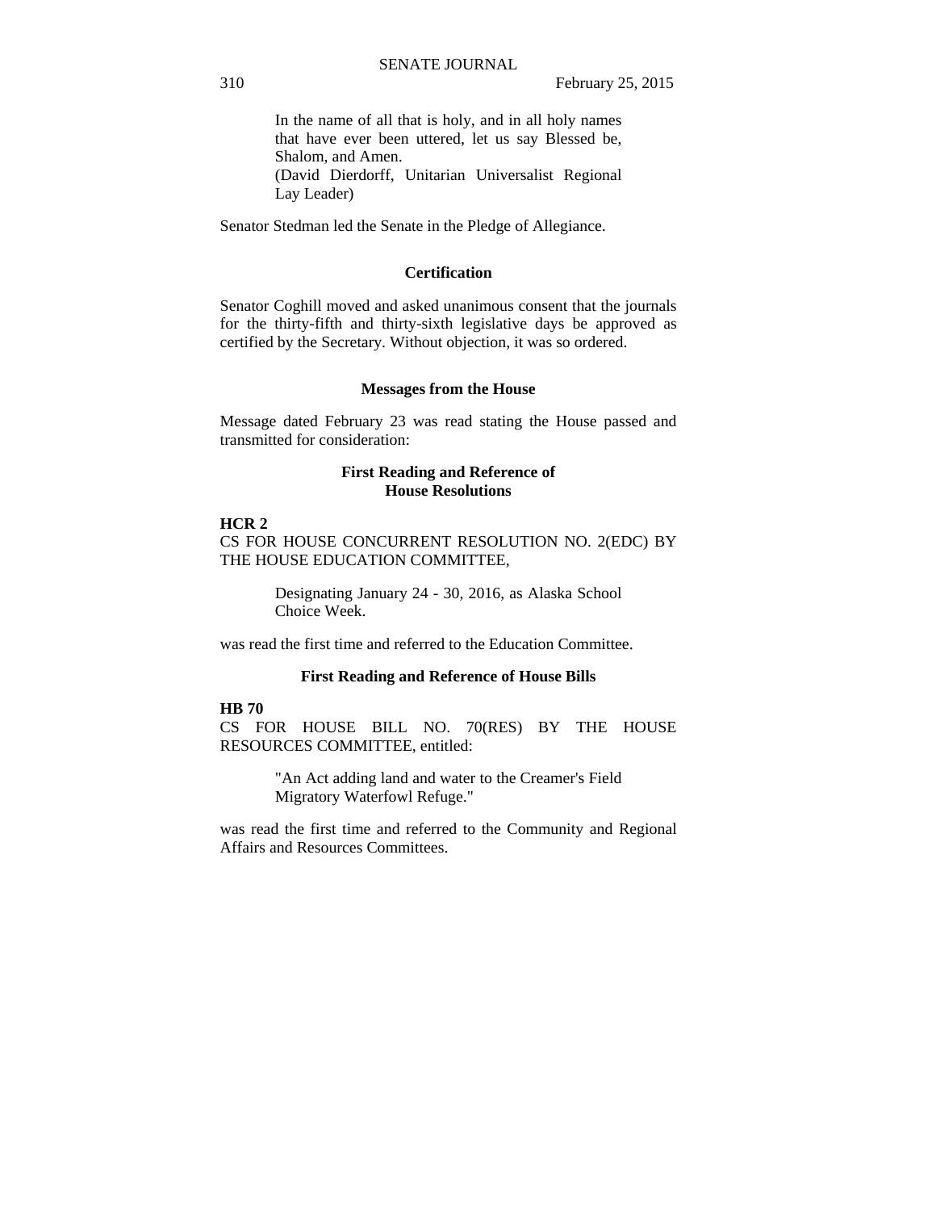In the name of all that is holy, and in all holy names that have ever been uttered, let us say Blessed be, Shalom, and Amen.
(David Dierdorff, Unitarian Universalist Regional Lay Leader)

Senator Stedman led the Senate in the Pledge of Allegiance.

## Certification

Senator Coghill moved and asked unanimous consent that the journals for the thirty-fifth and thirty-sixth legislative days be approved as certified by the Secretary. Without objection, it was so ordered.

## Messages from the House

Message dated February 23 was read stating the House passed and transmitted for consideration:

### First Reading and Reference of House Resolutions

**HCR 2**
CS FOR HOUSE CONCURRENT RESOLUTION NO. 2(EDC) BY THE HOUSE EDUCATION COMMITTEE,

> Designating January 24 - 30, 2016, as Alaska School Choice Week.

was read the first time and referred to the Education Committee.

### First Reading and Reference of House Bills

**HB 70**
CS FOR HOUSE BILL NO. 70(RES) BY THE HOUSE RESOURCES COMMITTEE, entitled:

> "An Act adding land and water to the Creamer's Field Migratory Waterfowl Refuge."

was read the first time and referred to the Community and Regional Affairs and Resources Committees.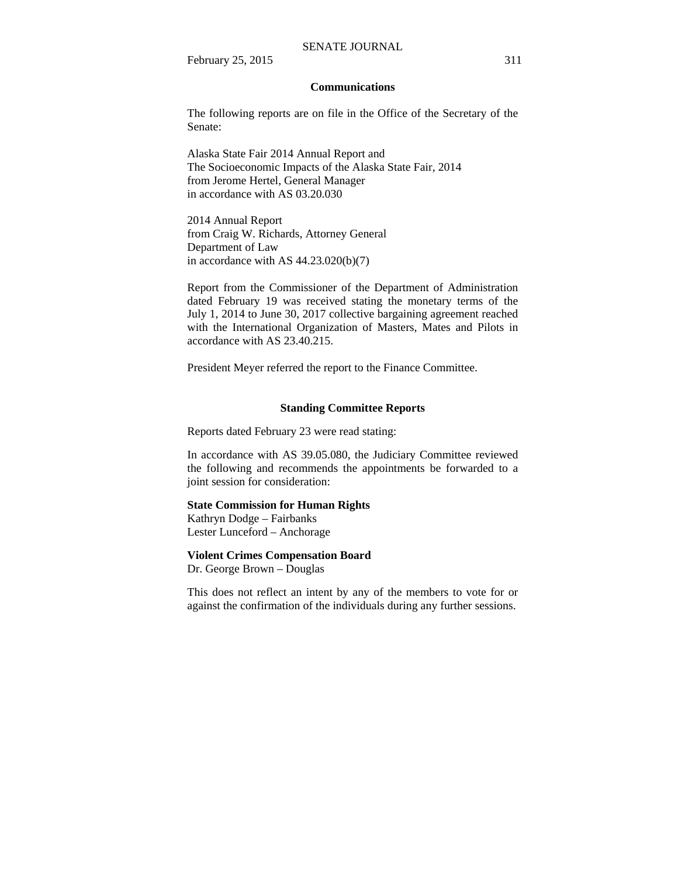## Communications

The following reports are on file in the Office of the Secretary of the Senate:

Alaska State Fair 2014 Annual Report and
The Socioeconomic Impacts of the Alaska State Fair, 2014
from Jerome Hertel, General Manager
in accordance with AS 03.20.030

2014 Annual Report
from Craig W. Richards, Attorney General
Department of Law
in accordance with AS 44.23.020(b)(7)

Report from the Commissioner of the Department of Administration dated February 19 was received stating the monetary terms of the July 1, 2014 to June 30, 2017 collective bargaining agreement reached with the International Organization of Masters, Mates and Pilots in accordance with AS 23.40.215.

President Meyer referred the report to the Finance Committee.

## Standing Committee Reports

Reports dated February 23 were read stating:

In accordance with AS 39.05.080, the Judiciary Committee reviewed the following and recommends the appointments be forwarded to a joint session for consideration:

**State Commission for Human Rights**
Kathryn Dodge – Fairbanks
Lester Lunceford – Anchorage

**Violent Crimes Compensation Board**
Dr. George Brown – Douglas

This does not reflect an intent by any of the members to vote for or against the confirmation of the individuals during any further sessions.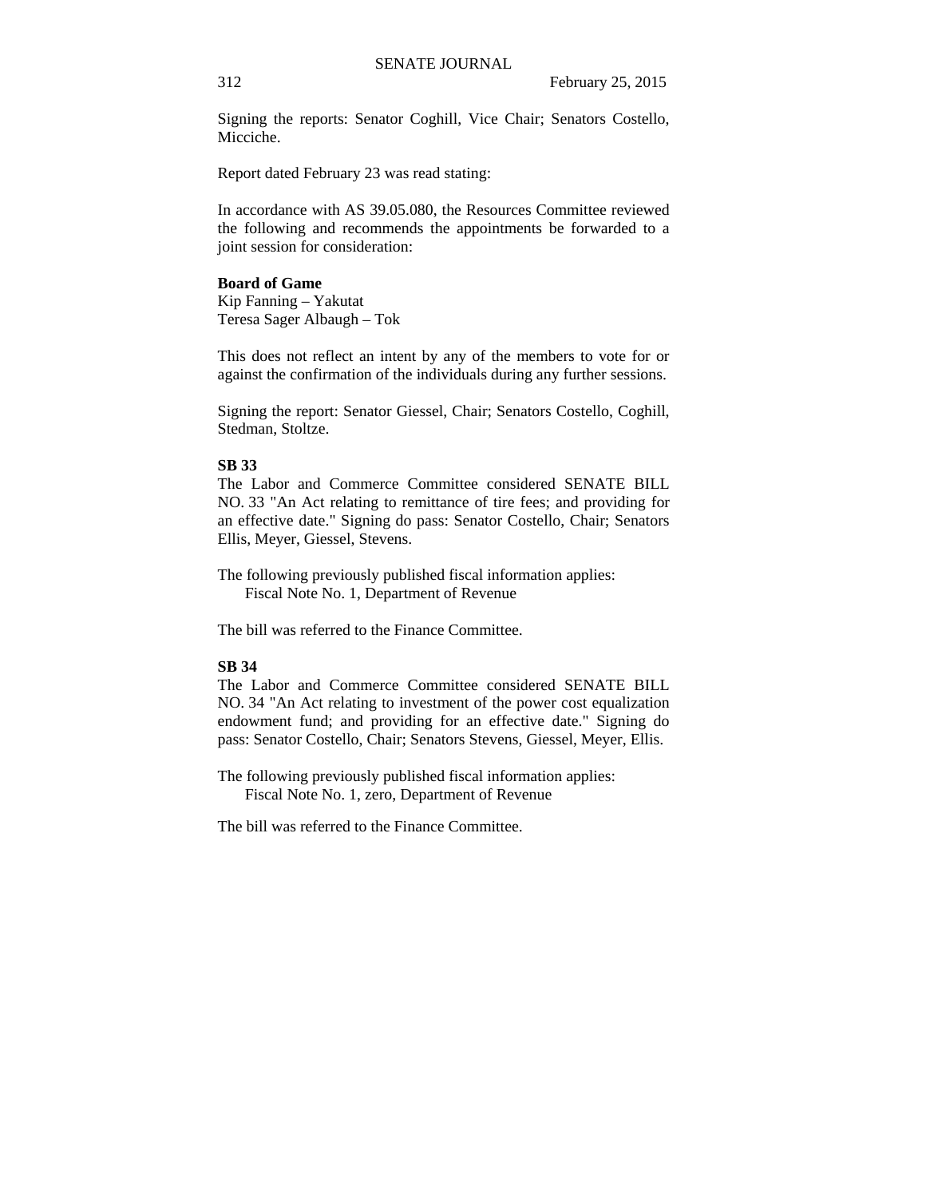Signing the reports: Senator Coghill, Vice Chair; Senators Costello, Micciche.

Report dated February 23 was read stating:

In accordance with AS 39.05.080, the Resources Committee reviewed the following and recommends the appointments be forwarded to a joint session for consideration:

**Board of Game**
Kip Fanning – Yakutat
Teresa Sager Albaugh – Tok

This does not reflect an intent by any of the members to vote for or against the confirmation of the individuals during any further sessions.

Signing the report: Senator Giessel, Chair; Senators Costello, Coghill, Stedman, Stoltze.

**SB 33**

The Labor and Commerce Committee considered SENATE BILL NO. 33 "An Act relating to remittance of tire fees; and providing for an effective date." Signing do pass: Senator Costello, Chair; Senators Ellis, Meyer, Giessel, Stevens.

The following previously published fiscal information applies:
Fiscal Note No. 1, Department of Revenue

The bill was referred to the Finance Committee.

**SB 34**

The Labor and Commerce Committee considered SENATE BILL NO. 34 "An Act relating to investment of the power cost equalization endowment fund; and providing for an effective date." Signing do pass: Senator Costello, Chair; Senators Stevens, Giessel, Meyer, Ellis.

The following previously published fiscal information applies:
Fiscal Note No. 1, zero, Department of Revenue

The bill was referred to the Finance Committee.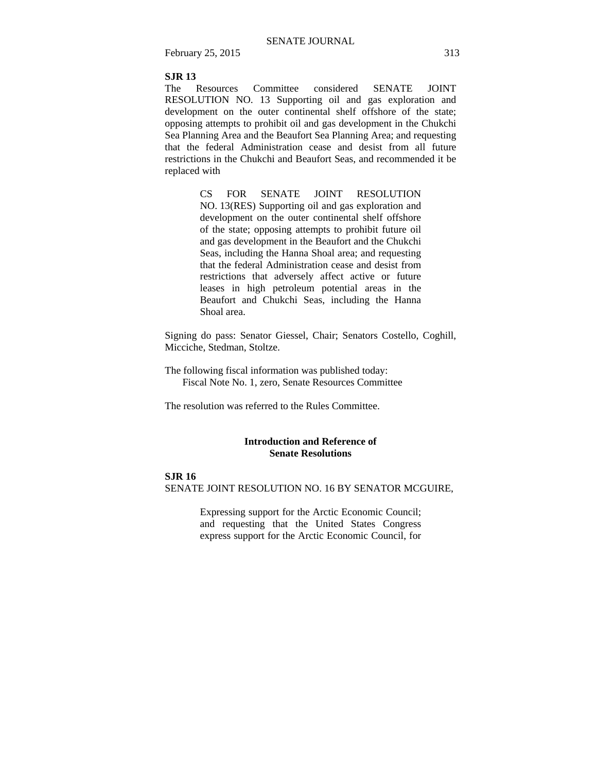**SJR 13**

The Resources Committee considered SENATE JOINT RESOLUTION NO. 13 Supporting oil and gas exploration and development on the outer continental shelf offshore of the state; opposing attempts to prohibit oil and gas development in the Chukchi Sea Planning Area and the Beaufort Sea Planning Area; and requesting that the federal Administration cease and desist from all future restrictions in the Chukchi and Beaufort Seas, and recommended it be replaced with

> CS FOR SENATE JOINT RESOLUTION NO. 13(RES) Supporting oil and gas exploration and development on the outer continental shelf offshore of the state; opposing attempts to prohibit future oil and gas development in the Beaufort and the Chukchi Seas, including the Hanna Shoal area; and requesting that the federal Administration cease and desist from restrictions that adversely affect active or future leases in high petroleum potential areas in the Beaufort and Chukchi Seas, including the Hanna Shoal area.

Signing do pass: Senator Giessel, Chair; Senators Costello, Coghill, Micciche, Stedman, Stoltze.

The following fiscal information was published today:
Fiscal Note No. 1, zero, Senate Resources Committee

The resolution was referred to the Rules Committee.

## Introduction and Reference of Senate Resolutions

**SJR 16**

SENATE JOINT RESOLUTION NO. 16 BY SENATOR MCGUIRE,

> Expressing support for the Arctic Economic Council; and requesting that the United States Congress express support for the Arctic Economic Council, for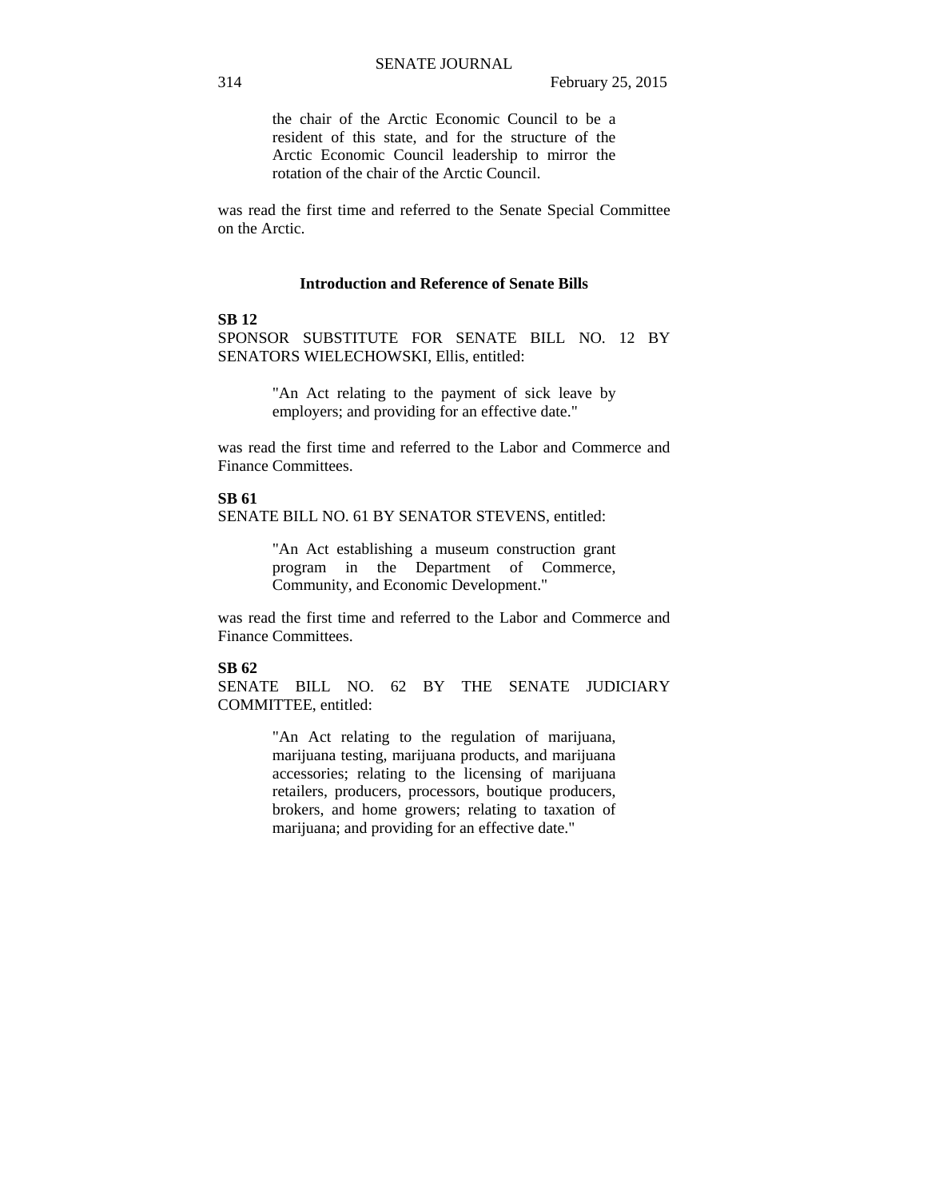> the chair of the Arctic Economic Council to be a resident of this state, and for the structure of the Arctic Economic Council leadership to mirror the rotation of the chair of the Arctic Council.

was read the first time and referred to the Senate Special Committee on the Arctic.

### Introduction and Reference of Senate Bills

**SB 12**
SPONSOR SUBSTITUTE FOR SENATE BILL NO. 12 BY SENATORS WIELECHOWSKI, Ellis, entitled:

> "An Act relating to the payment of sick leave by employers; and providing for an effective date."

was read the first time and referred to the Labor and Commerce and Finance Committees.

**SB 61**
SENATE BILL NO. 61 BY SENATOR STEVENS, entitled:

> "An Act establishing a museum construction grant program in the Department of Commerce, Community, and Economic Development."

was read the first time and referred to the Labor and Commerce and Finance Committees.

**SB 62**
SENATE BILL NO. 62 BY THE SENATE JUDICIARY COMMITTEE, entitled:

> "An Act relating to the regulation of marijuana, marijuana testing, marijuana products, and marijuana accessories; relating to the licensing of marijuana retailers, producers, processors, boutique producers, brokers, and home growers; relating to taxation of marijuana; and providing for an effective date."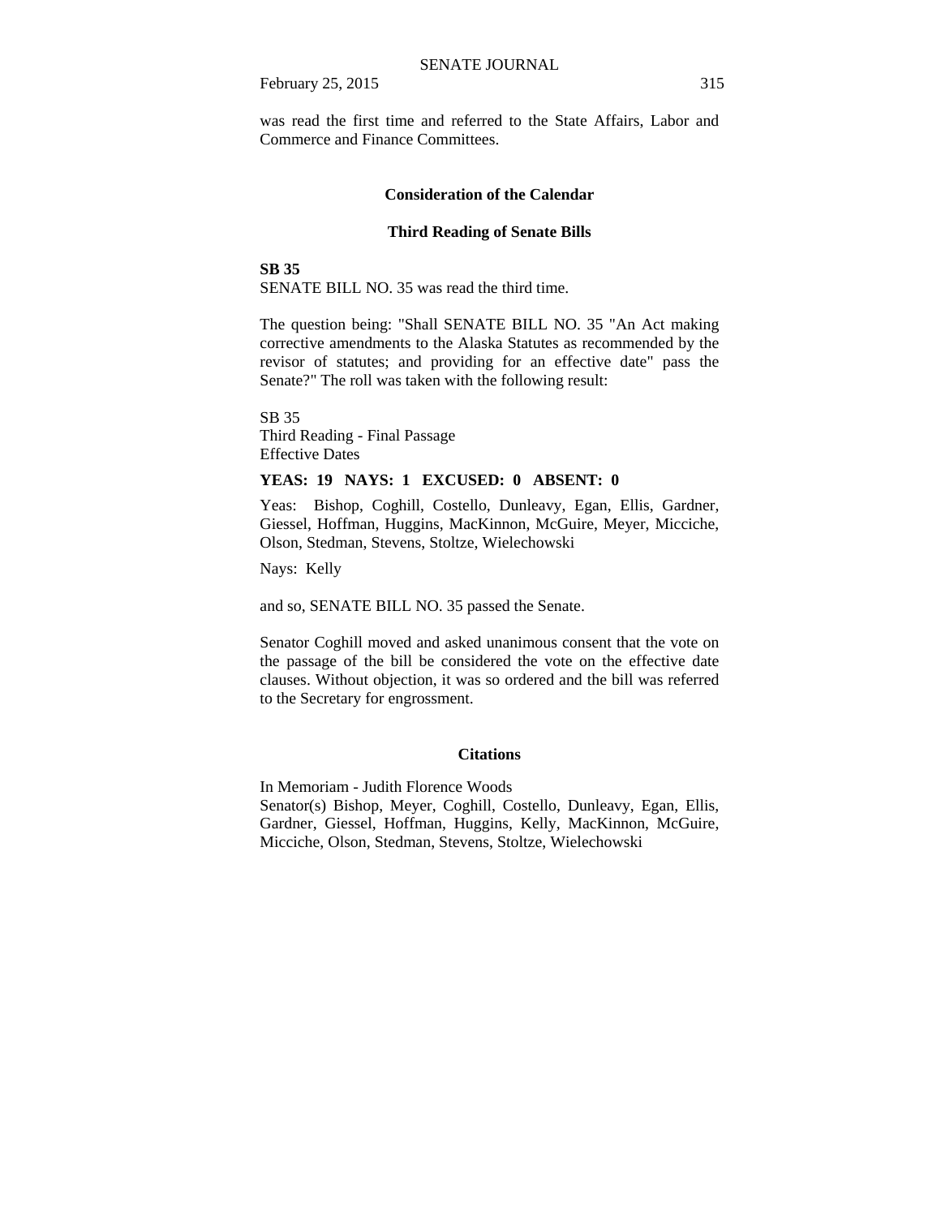was read the first time and referred to the State Affairs, Labor and Commerce and Finance Committees.

## Consideration of the Calendar

### Third Reading of Senate Bills

**SB 35**

SENATE BILL NO. 35 was read the third time.

The question being: "Shall SENATE BILL NO. 35 "An Act making corrective amendments to the Alaska Statutes as recommended by the revisor of statutes; and providing for an effective date" pass the Senate?" The roll was taken with the following result:

SB 35
Third Reading - Final Passage
Effective Dates

**YEAS: 19 NAYS: 1 EXCUSED: 0 ABSENT: 0**

Yeas: Bishop, Coghill, Costello, Dunleavy, Egan, Ellis, Gardner, Giessel, Hoffman, Huggins, MacKinnon, McGuire, Meyer, Micciche, Olson, Stedman, Stevens, Stoltze, Wielechowski

Nays: Kelly

and so, SENATE BILL NO. 35 passed the Senate.

Senator Coghill moved and asked unanimous consent that the vote on the passage of the bill be considered the vote on the effective date clauses. Without objection, it was so ordered and the bill was referred to the Secretary for engrossment.

## Citations

In Memoriam - Judith Florence Woods
Senator(s) Bishop, Meyer, Coghill, Costello, Dunleavy, Egan, Ellis, Gardner, Giessel, Hoffman, Huggins, Kelly, MacKinnon, McGuire, Micciche, Olson, Stedman, Stevens, Stoltze, Wielechowski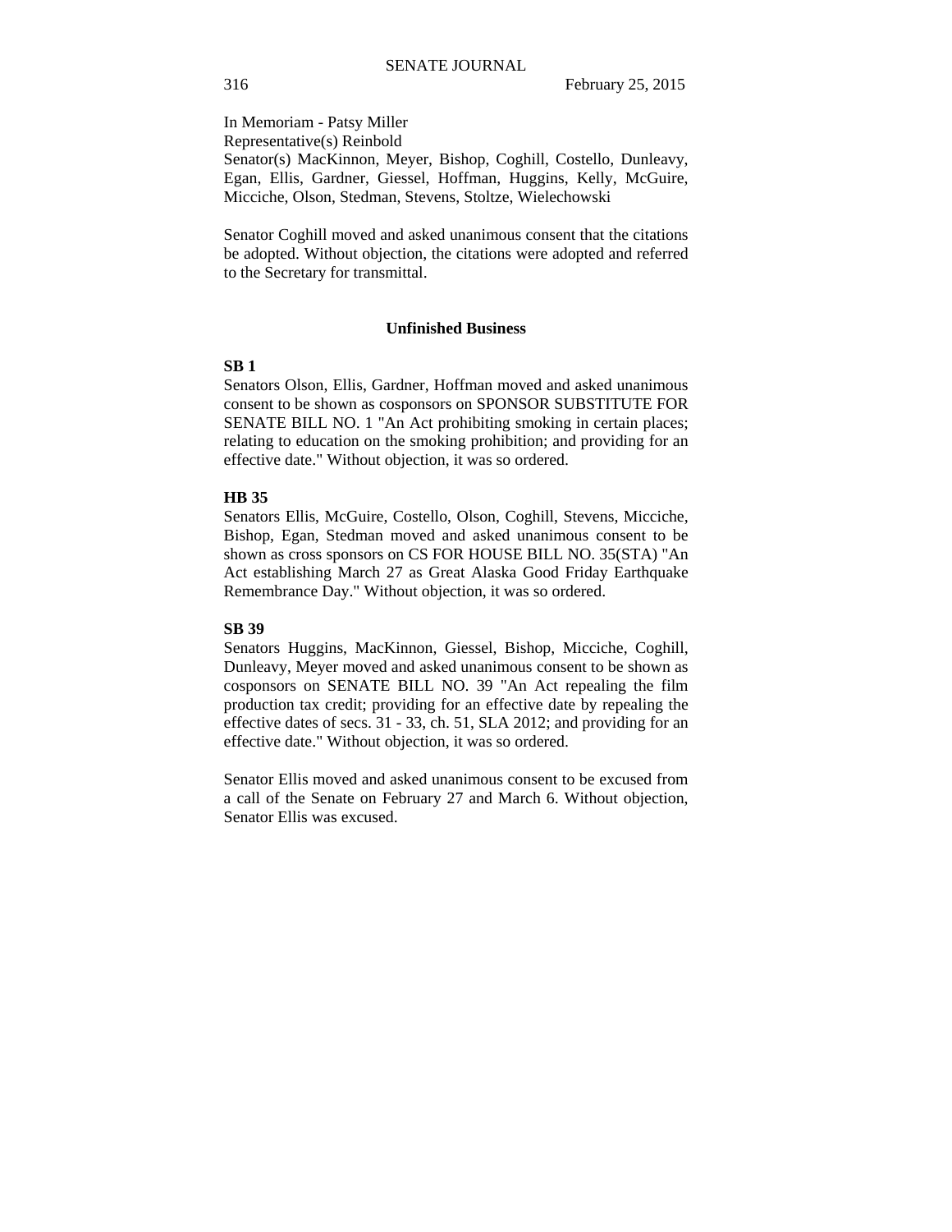In Memoriam - Patsy Miller
Representative(s) Reinbold
Senator(s) MacKinnon, Meyer, Bishop, Coghill, Costello, Dunleavy, Egan, Ellis, Gardner, Giessel, Hoffman, Huggins, Kelly, McGuire, Micciche, Olson, Stedman, Stevens, Stoltze, Wielechowski

Senator Coghill moved and asked unanimous consent that the citations be adopted. Without objection, the citations were adopted and referred to the Secretary for transmittal.

## Unfinished Business

**SB 1**

Senators Olson, Ellis, Gardner, Hoffman moved and asked unanimous consent to be shown as cosponsors on SPONSOR SUBSTITUTE FOR SENATE BILL NO. 1 "An Act prohibiting smoking in certain places; relating to education on the smoking prohibition; and providing for an effective date." Without objection, it was so ordered.

**HB 35**

Senators Ellis, McGuire, Costello, Olson, Coghill, Stevens, Micciche, Bishop, Egan, Stedman moved and asked unanimous consent to be shown as cross sponsors on CS FOR HOUSE BILL NO. 35(STA) "An Act establishing March 27 as Great Alaska Good Friday Earthquake Remembrance Day." Without objection, it was so ordered.

**SB 39**

Senators Huggins, MacKinnon, Giessel, Bishop, Micciche, Coghill, Dunleavy, Meyer moved and asked unanimous consent to be shown as cosponsors on SENATE BILL NO. 39 "An Act repealing the film production tax credit; providing for an effective date by repealing the effective dates of secs. 31 - 33, ch. 51, SLA 2012; and providing for an effective date." Without objection, it was so ordered.

Senator Ellis moved and asked unanimous consent to be excused from a call of the Senate on February 27 and March 6. Without objection, Senator Ellis was excused.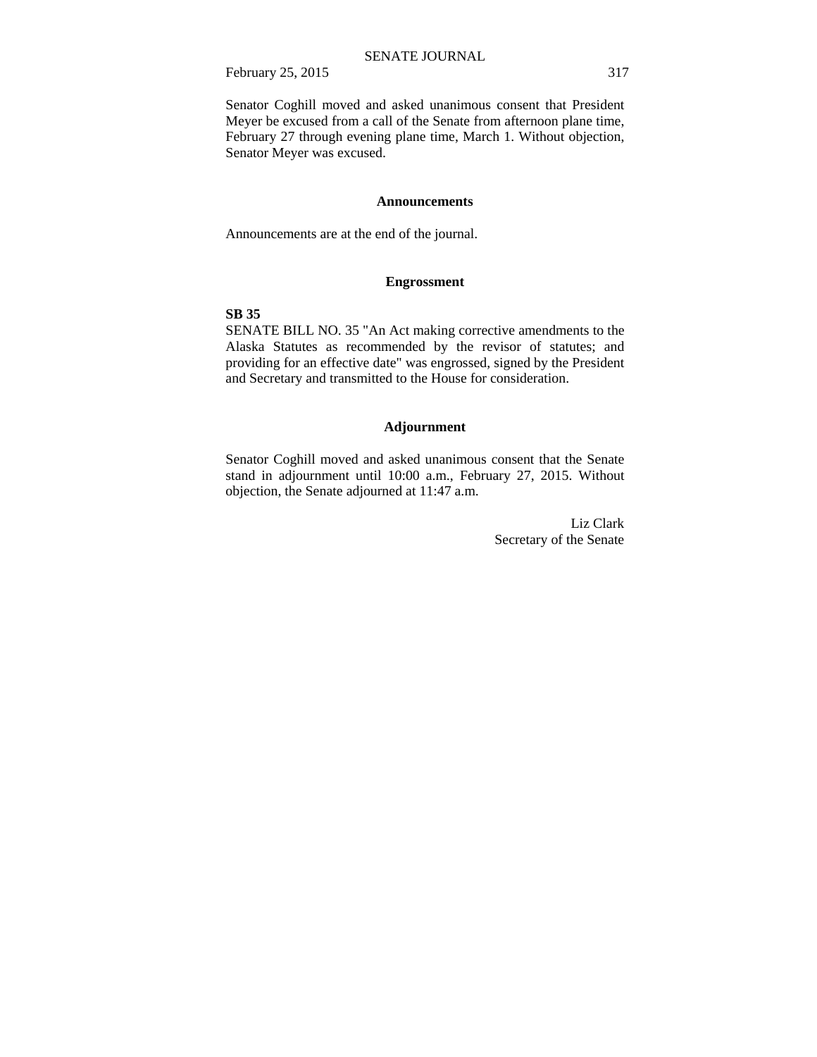Senator Coghill moved and asked unanimous consent that President Meyer be excused from a call of the Senate from afternoon plane time, February 27 through evening plane time, March 1. Without objection, Senator Meyer was excused.

## Announcements

Announcements are at the end of the journal.

## Engrossment

**SB 35**

SENATE BILL NO. 35 "An Act making corrective amendments to the Alaska Statutes as recommended by the revisor of statutes; and providing for an effective date" was engrossed, signed by the President and Secretary and transmitted to the House for consideration.

## Adjournment

Senator Coghill moved and asked unanimous consent that the Senate stand in adjournment until 10:00 a.m., February 27, 2015. Without objection, the Senate adjourned at 11:47 a.m.

Liz Clark
Secretary of the Senate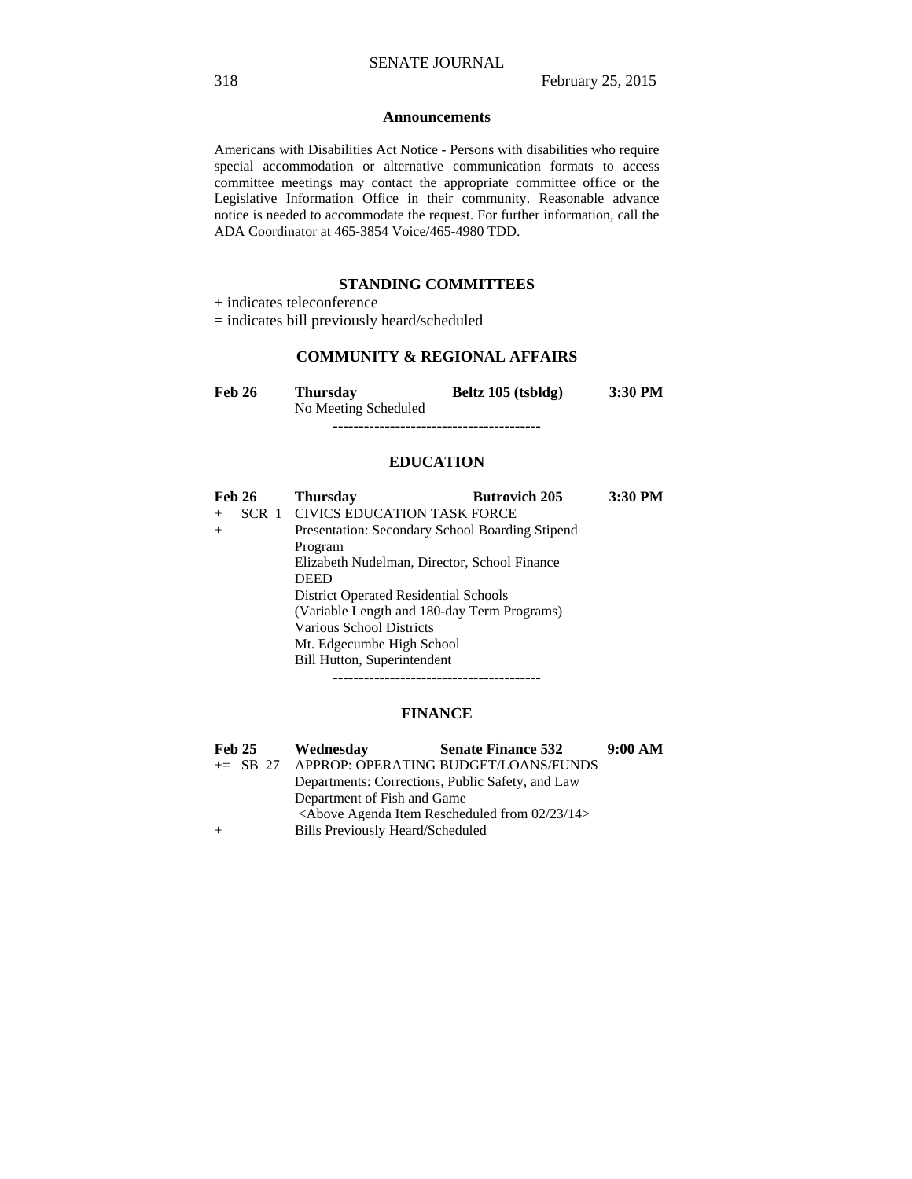### Announcements

Americans with Disabilities Act Notice - Persons with disabilities who require special accommodation or alternative communication formats to access committee meetings may contact the appropriate committee office or the Legislative Information Office in their community. Reasonable advance notice is needed to accommodate the request. For further information, call the ADA Coordinator at 465-3854 Voice/465-4980 TDD.

### STANDING COMMITTEES

+ indicates teleconference
= indicates bill previously heard/scheduled

### COMMUNITY & REGIONAL AFFAIRS

| **Feb 26** | **Thursday** | **Beltz 105 (tsbldg)** | **3:30 PM** |
|---|---|---|---|
| | No Meeting Scheduled | | |

----------------------------------------

### EDUCATION

| **Feb 26** | **Thursday** | **Butrovich 205** | **3:30 PM** |
|---|---|---|---|
| + SCR 1 | CIVICS EDUCATION TASK FORCE | | |
| + | Presentation: Secondary School Boarding Stipend Program | | |
| | Elizabeth Nudelman, Director, School Finance DEED | | |
| | District Operated Residential Schools (Variable Length and 180-day Term Programs) | | |
| | Various School Districts | | |
| | Mt. Edgecumbe High School | | |
| | Bill Hutton, Superintendent | | |

----------------------------------------

### FINANCE

| **Feb 25** | **Wednesday** | **Senate Finance 532** | **9:00 AM** |
|---|---|---|---|
| += SB 27 | APPROP: OPERATING BUDGET/LOANS/FUNDS | | |
| | Departments: Corrections, Public Safety, and Law | | |
| | Department of Fish and Game | | |
| | <Above Agenda Item Rescheduled from 02/23/14> | | |
| + | Bills Previously Heard/Scheduled | | |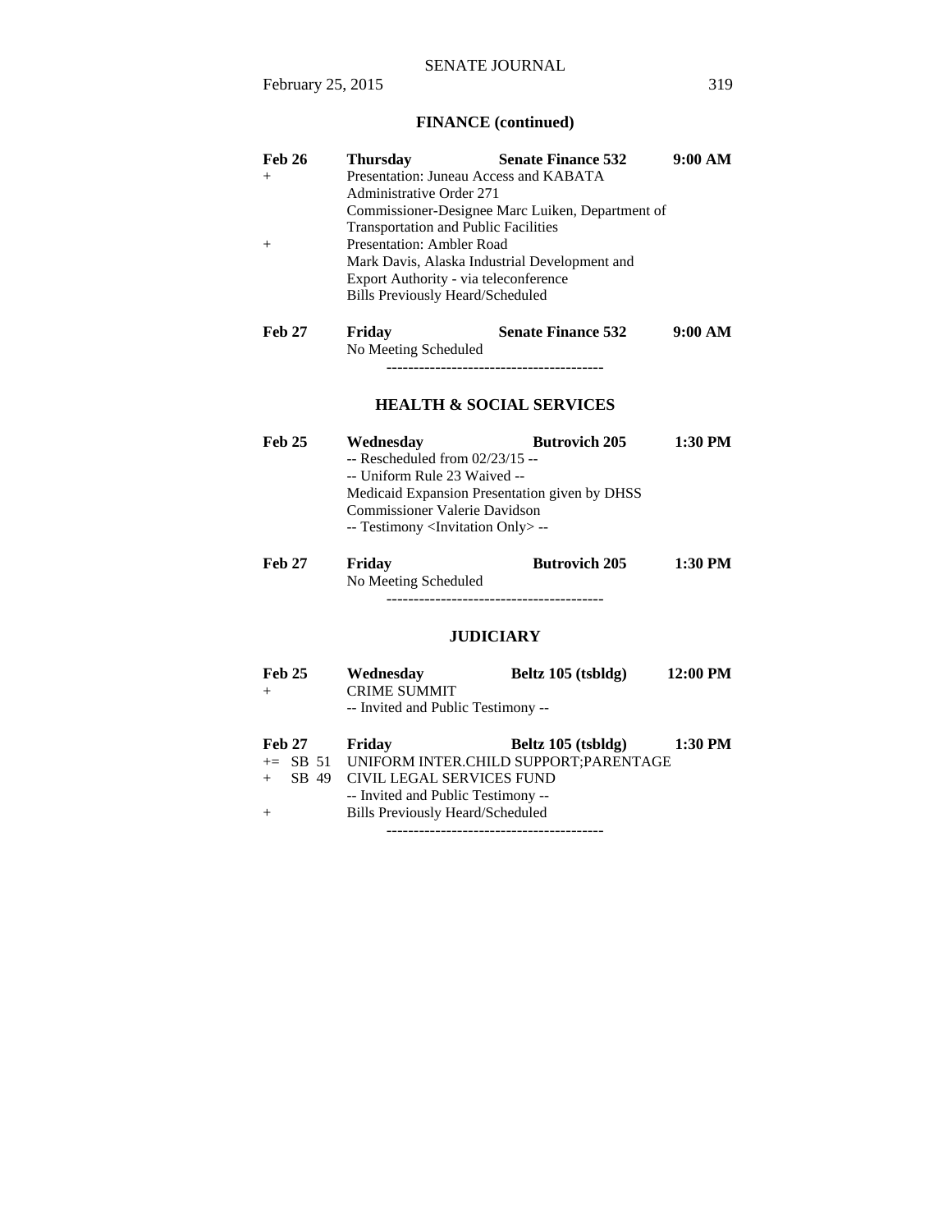## FINANCE (continued)

**Feb 26** **Thursday** **Senate Finance 532** **9:00 AM**

\+ Presentation: Juneau Access and KABATA
Administrative Order 271
Commissioner-Designee Marc Luiken, Department of Transportation and Public Facilities

\+ Presentation: Ambler Road
Mark Davis, Alaska Industrial Development and Export Authority - via teleconference
Bills Previously Heard/Scheduled

**Feb 27** **Friday** **Senate Finance 532** **9:00 AM**

No Meeting Scheduled

----------------------------------------

## HEALTH & SOCIAL SERVICES

**Feb 25** **Wednesday** **Butrovich 205** **1:30 PM**

-- Rescheduled from 02/23/15 --
-- Uniform Rule 23 Waived --
Medicaid Expansion Presentation given by DHSS Commissioner Valerie Davidson
-- Testimony <Invitation Only> --

**Feb 27** **Friday** **Butrovich 205** **1:30 PM**

No Meeting Scheduled

----------------------------------------

## JUDICIARY

**Feb 25** **Wednesday** **Beltz 105 (tsbldg)** **12:00 PM**

\+ CRIME SUMMIT
-- Invited and Public Testimony --

**Feb 27** **Friday** **Beltz 105 (tsbldg)** **1:30 PM**

+= SB 51 UNIFORM INTER.CHILD SUPPORT;PARENTAGE
\+ SB 49 CIVIL LEGAL SERVICES FUND
-- Invited and Public Testimony --
\+ Bills Previously Heard/Scheduled

----------------------------------------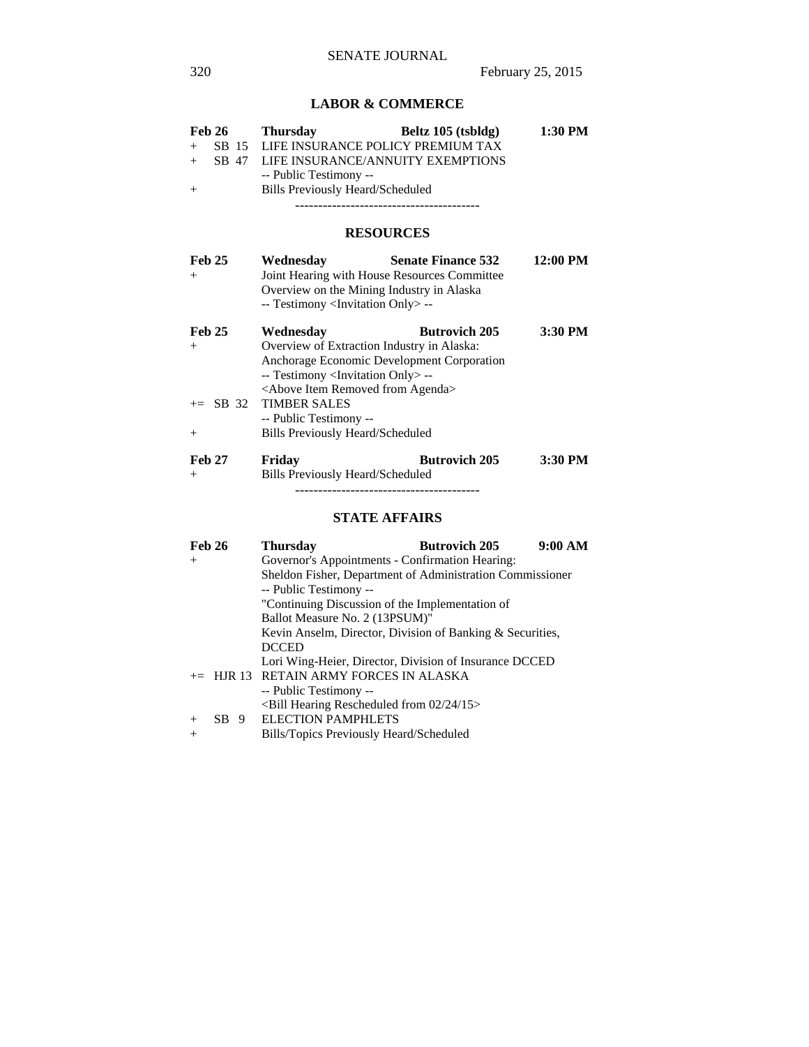## LABOR & COMMERCE

**Feb 26** **Thursday** **Beltz 105 (tsbldg)** **1:30 PM**

+ SB 15 LIFE INSURANCE POLICY PREMIUM TAX
+ SB 47 LIFE INSURANCE/ANNUITY EXEMPTIONS
  -- Public Testimony --
+ Bills Previously Heard/Scheduled

----------------------------------------

## RESOURCES

**Feb 25** **Wednesday** **Senate Finance 532** **12:00 PM**

+ Joint Hearing with House Resources Committee
  Overview on the Mining Industry in Alaska
  -- Testimony <Invitation Only> --

**Feb 25** **Wednesday** **Butrovich 205** **3:30 PM**

+ Overview of Extraction Industry in Alaska:
  Anchorage Economic Development Corporation
  -- Testimony <Invitation Only> --
  <Above Item Removed from Agenda>

+= SB 32 TIMBER SALES
  -- Public Testimony --

+ Bills Previously Heard/Scheduled

**Feb 27** **Friday** **Butrovich 205** **3:30 PM**

+ Bills Previously Heard/Scheduled

----------------------------------------

## STATE AFFAIRS

**Feb 26** **Thursday** **Butrovich 205** **9:00 AM**

+ Governor's Appointments - Confirmation Hearing:
  Sheldon Fisher, Department of Administration Commissioner
  -- Public Testimony --
  "Continuing Discussion of the Implementation of
  Ballot Measure No. 2 (13PSUM)"
  Kevin Anselm, Director, Division of Banking & Securities,
  DCCED
  Lori Wing-Heier, Director, Division of Insurance DCCED

+= HJR 13 RETAIN ARMY FORCES IN ALASKA
  -- Public Testimony --
  <Bill Hearing Rescheduled from 02/24/15>

+ SB 9 ELECTION PAMPHLETS

+ Bills/Topics Previously Heard/Scheduled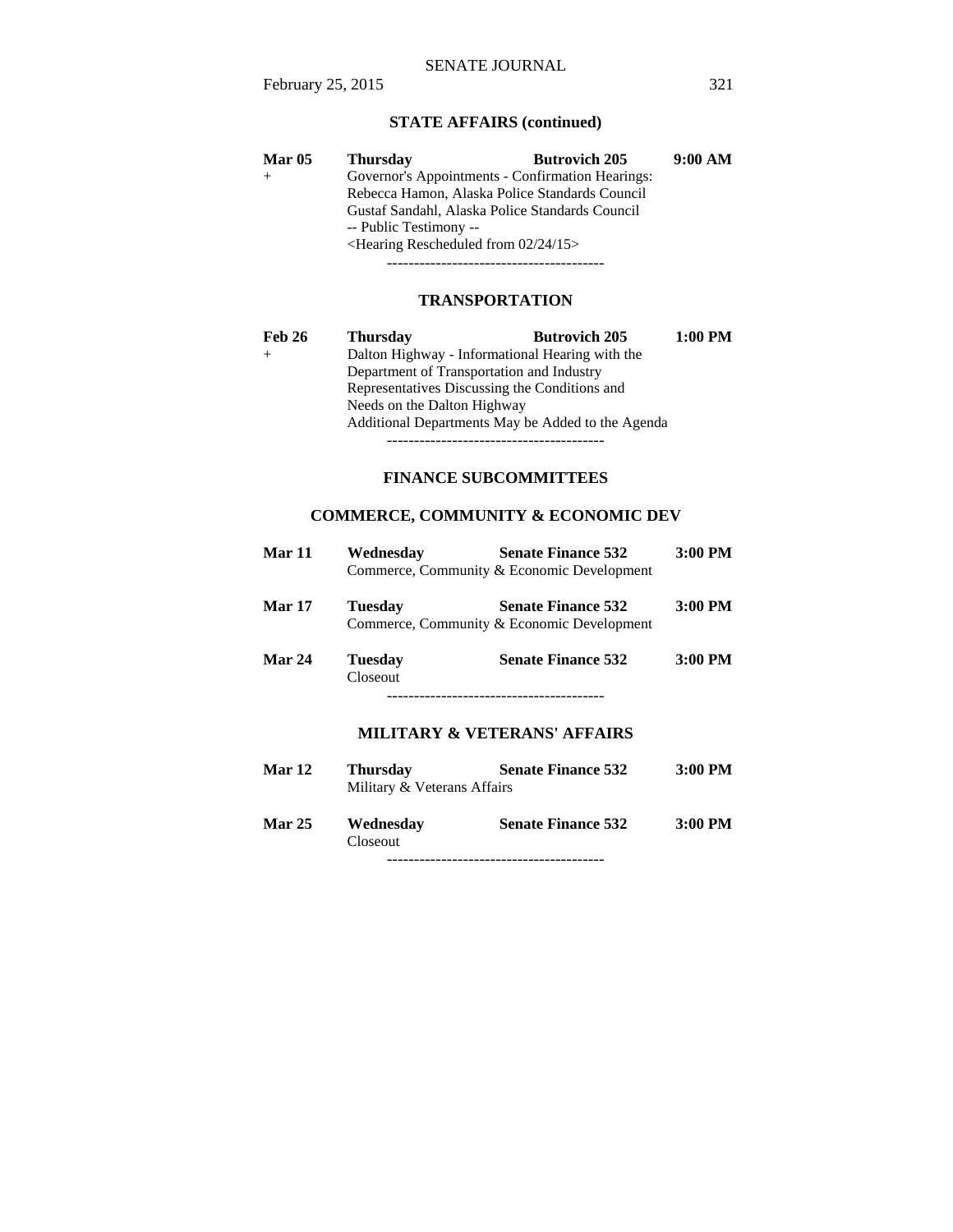**STATE AFFAIRS (continued)**

| | | | |
|---|---|---|---|
| **Mar 05** | **Thursday** | **Butrovich 205** | **9:00 AM** |
| + | Governor's Appointments - Confirmation Hearings:<br>Rebecca Hamon, Alaska Police Standards Council<br>Gustaf Sandahl, Alaska Police Standards Council<br>-- Public Testimony --<br><Hearing Rescheduled from 02/24/15> | | |

----------------------------------------

**TRANSPORTATION**

| | | | |
|---|---|---|---|
| **Feb 26** | **Thursday** | **Butrovich 205** | **1:00 PM** |
| + | Dalton Highway - Informational Hearing with the Department of Transportation and Industry Representatives Discussing the Conditions and Needs on the Dalton Highway<br>Additional Departments May be Added to the Agenda | | |

----------------------------------------

**FINANCE SUBCOMMITTEES**

**COMMERCE, COMMUNITY & ECONOMIC DEV**

| | | | |
|---|---|---|---|
| **Mar 11** | **Wednesday** | **Senate Finance 532** | **3:00 PM** |
| | Commerce, Community & Economic Development | | |
| **Mar 17** | **Tuesday** | **Senate Finance 532** | **3:00 PM** |
| | Commerce, Community & Economic Development | | |
| **Mar 24** | **Tuesday** | **Senate Finance 532** | **3:00 PM** |
| | Closeout | | |

----------------------------------------

**MILITARY & VETERANS' AFFAIRS**

| | | | |
|---|---|---|---|
| **Mar 12** | **Thursday** | **Senate Finance 532** | **3:00 PM** |
| | Military & Veterans Affairs | | |
| **Mar 25** | **Wednesday** | **Senate Finance 532** | **3:00 PM** |
| | Closeout | | |

----------------------------------------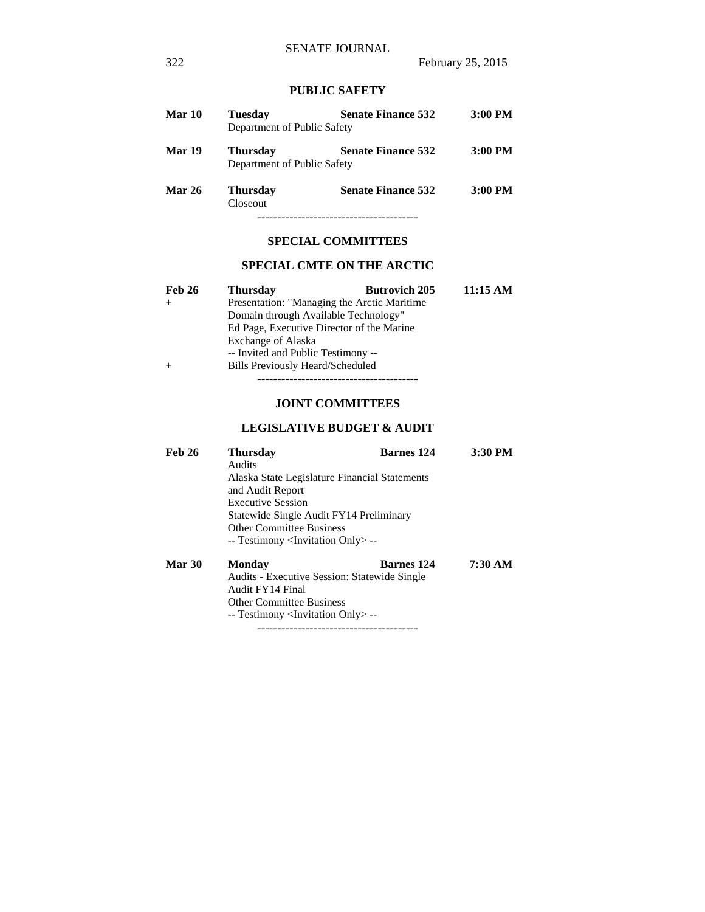## PUBLIC SAFETY

| | | | |
|---|---|---|---|
| **Mar 10** | **Tuesday** | **Senate Finance 532** | **3:00 PM** |
| | Department of Public Safety | | |
| **Mar 19** | **Thursday** | **Senate Finance 532** | **3:00 PM** |
| | Department of Public Safety | | |
| **Mar 26** | **Thursday** | **Senate Finance 532** | **3:00 PM** |
| | Closeout | | |

----------------------------------------

## SPECIAL COMMITTEES

## SPECIAL CMTE ON THE ARCTIC

| | | | |
|---|---|---|---|
| **Feb 26** | **Thursday** | **Butrovich 205** | **11:15 AM** |
| + | Presentation: "Managing the Arctic Maritime Domain through Available Technology" Ed Page, Executive Director of the Marine Exchange of Alaska | | |
| | -- Invited and Public Testimony -- | | |
| + | Bills Previously Heard/Scheduled | | |

----------------------------------------

## JOINT COMMITTEES

## LEGISLATIVE BUDGET & AUDIT

| | | | |
|---|---|---|---|
| **Feb 26** | **Thursday** | **Barnes 124** | **3:30 PM** |
| | Audits | | |
| | Alaska State Legislature Financial Statements and Audit Report | | |
| | Executive Session | | |
| | Statewide Single Audit FY14 Preliminary | | |
| | Other Committee Business | | |
| | -- Testimony <Invitation Only> -- | | |
| **Mar 30** | **Monday** | **Barnes 124** | **7:30 AM** |
| | Audits - Executive Session: Statewide Single Audit FY14 Final | | |
| | Other Committee Business | | |
| | -- Testimony <Invitation Only> -- | | |

----------------------------------------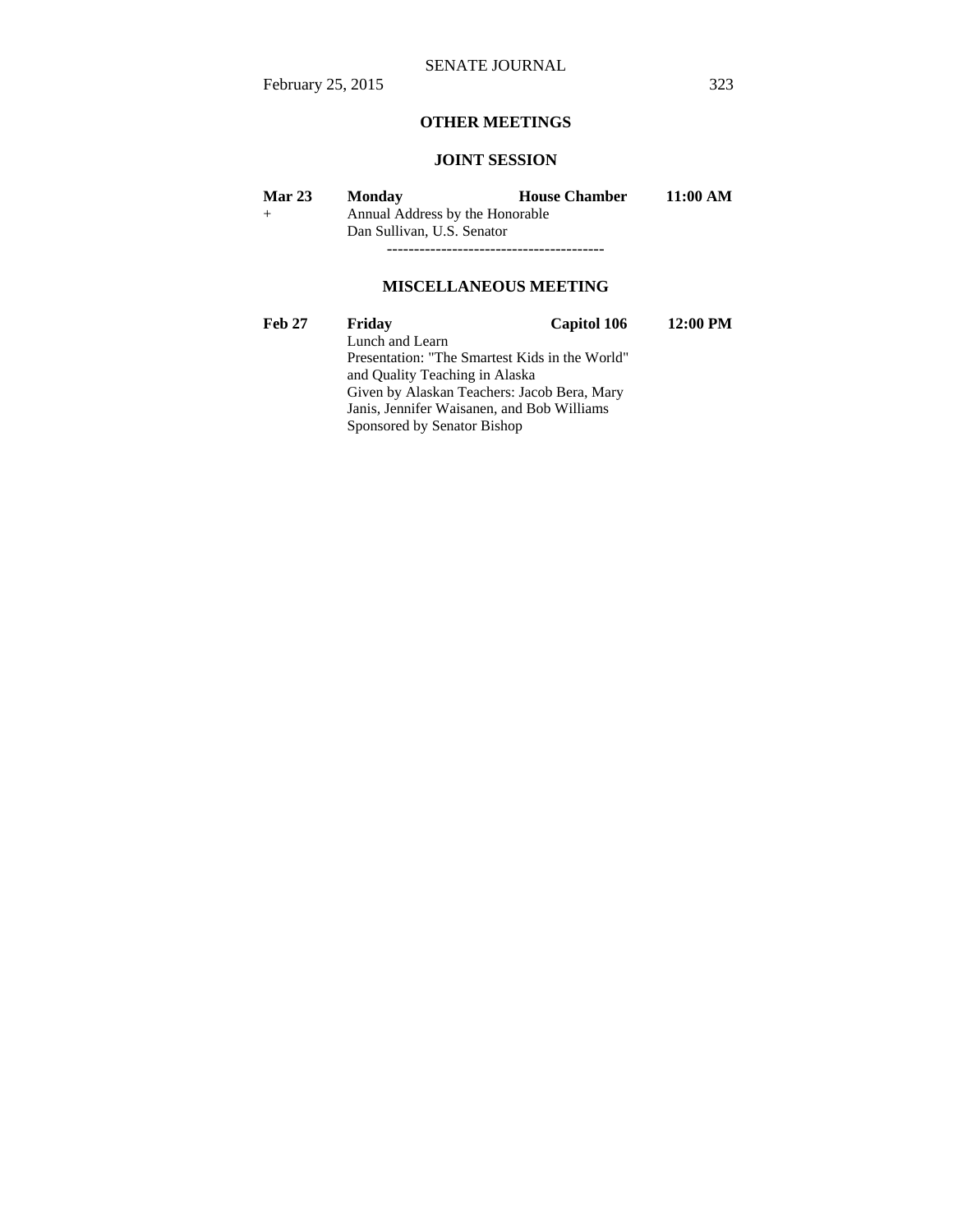## OTHER MEETINGS

### JOINT SESSION

| | | | |
|---|---|---|---|
| **Mar 23** | **Monday** | **House Chamber** | **11:00 AM** |
| + | Annual Address by the Honorable Dan Sullivan, U.S. Senator | | |

----------------------------------------

### MISCELLANEOUS MEETING

| | | | |
|---|---|---|---|
| **Feb 27** | **Friday** | **Capitol 106** | **12:00 PM** |
| | Lunch and Learn<br>Presentation: "The Smartest Kids in the World" and Quality Teaching in Alaska<br>Given by Alaskan Teachers: Jacob Bera, Mary Janis, Jennifer Waisanen, and Bob Williams<br>Sponsored by Senator Bishop | | |